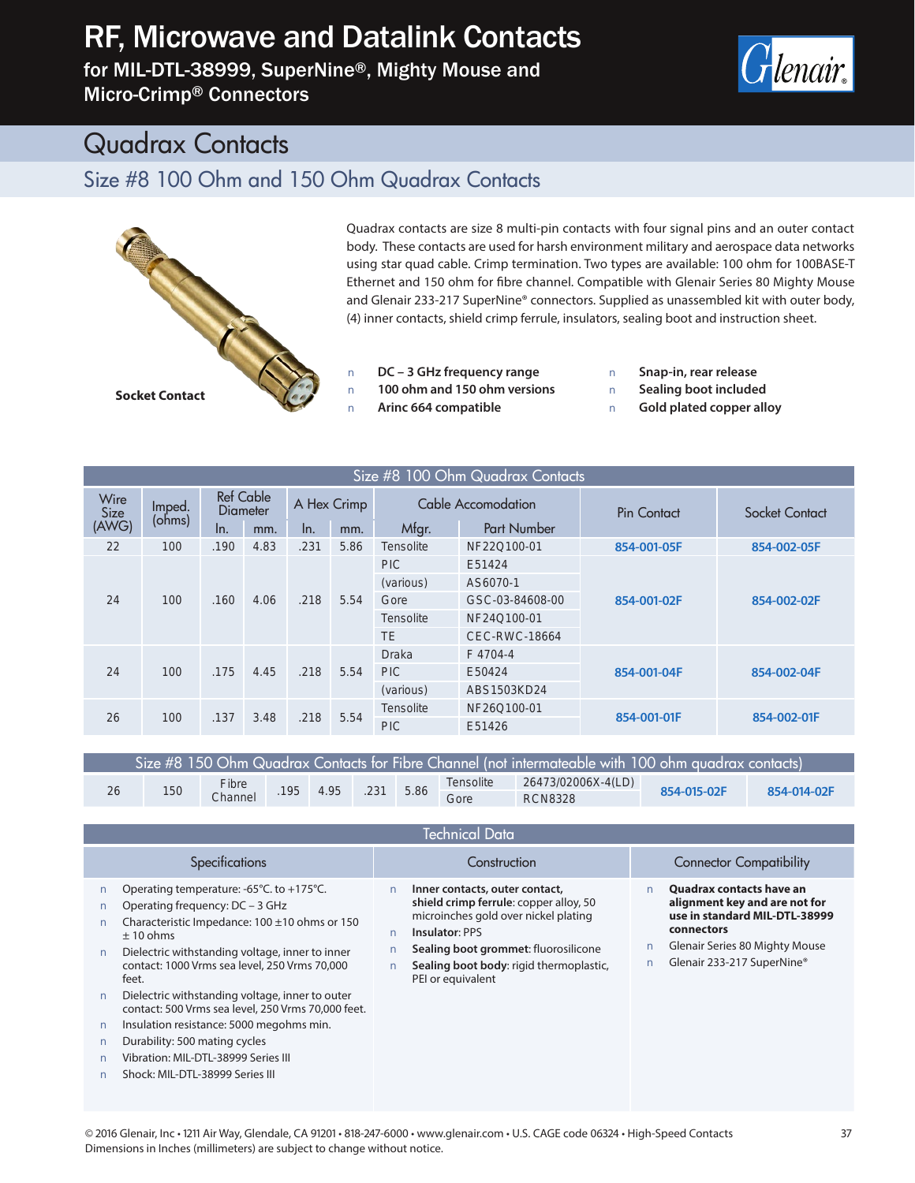# RF, Microwave and Datalink Contacts

for MIL-DTL-38999, SuperNine®, Mighty Mouse and Micro-Crimp® Connectors

## Quadrax Contacts

### Size #8 100 Ohm and 150 Ohm Quadrax Contacts

Socket Contact

Quadrax contacts are size 8 multi-pin contacts with four signal pins and an outer contact body. These contacts are used for harsh environment military and aerospace data networks using star quad cable. Crimp termination. Two types are available: 100 ohm for 100BASE-T Ethernet and 150 ohm for fibre channel. Compatible with Glenair Series 80 Mighty Mouse and Glenair 233-217 SuperNine® connectors. Supplied as unassembled kit with outer body, (4) inner contacts, shield crimp ferrule, insulators, sealing boot and instruction sheet.

- **DC – 3 GHz frequency range**
- **100 ohm and 150 ohm versions**
- **Arinc 664 compatible**
- **Snap-in, rear release**
- **Sealing boot included**
- **Gold plated copper alloy**

**Size #8 100 Ohm Quadrax Contacts**

| Wire Size (AWG) | Imped. (ohms) | Ref Cable Diameter | | A Hex Crimp | | Cable Accomodation | | Pin Contact | Socket Contact |
|---|---|---|---|---|---|---|---|---|---|
| | | In. | mm. | In. | mm. | Mfgr. | Part Number | | |
| 22 | 100 | .190 | 4.83 | .231 | 5.86 | Tensolite | NF22Q100-01 | 854-001-05F | 854-002-05F |
| 24 | 100 | .160 | 4.06 | .218 | 5.54 | PIC | E51424 | 854-001-02F | 854-002-02F |
| | | | | | | (various) | AS6070-1 | | |
| | | | | | | Gore | GSC-03-84608-00 | | |
| | | | | | | Tensolite | NF24Q100-01 | | |
| | | | | | | TE | CEC-RWC-18664 | | |
| 24 | 100 | .175 | 4.45 | .218 | 5.54 | Draka | F 4704-4 | 854-001-04F | 854-002-04F |
| | | | | | | PIC | E50424 | | |
| | | | | | | (various) | ABS1503KD24 | | |
| 26 | 100 | .137 | 3.48 | .218 | 5.54 | Tensolite | NF26Q100-01 | 854-001-01F | 854-002-01F |
| | | | | | | PIC | E51426 | | |

**Size #8 150 Ohm Quadrax Contacts for Fibre Channel (not intermateable with 100 ohm quadrax contacts)**

| Wire Size (AWG) | Imped. (ohms) | Ref Cable | In. | mm. | A Hex In. | A Hex mm. | Mfgr. | Part Number | Pin Contact | Socket Contact |
|---|---|---|---|---|---|---|---|---|---|---|
| 26 | 150 | Fibre Channel | .195 | 4.95 | .231 | 5.86 | Tensolite | 26473/02006X-4(LD) | 854-015-02F | 854-014-02F |
| | | | | | | | Gore | RCN8328 | | |

## Technical Data

### Specifications

- Operating temperature: -65°C. to +175°C.
- Operating frequency: DC – 3 GHz
- Characteristic Impedance: 100 ±10 ohms or 150 ± 10 ohms
- Dielectric withstanding voltage, inner to inner contact: 1000 Vrms sea level, 250 Vrms 70,000 feet.
- Dielectric withstanding voltage, inner to outer contact: 500 Vrms sea level, 250 Vrms 70,000 feet.
- Insulation resistance: 5000 megohms min.
- Durability: 500 mating cycles
- Vibration: MIL-DTL-38999 Series III
- Shock: MIL-DTL-38999 Series III

### Construction

- **Inner contacts, outer contact, shield crimp ferrule**: copper alloy, 50 microinches gold over nickel plating
- **Insulator:** PPS
- **Sealing boot grommet**: fluorosilicone
- **Sealing boot body**: rigid thermoplastic, PEI or equivalent

### Connector Compatibility

- **Quadrax contacts have an alignment key and are not for use in standard MIL-DTL-38999 connectors**
- Glenair Series 80 Mighty Mouse
- Glenair 233-217 SuperNine®

© 2016 Glenair, Inc • 1211 Air Way, Glendale, CA 91201 • 818-247-6000 • www.glenair.com • U.S. CAGE code 06324 • High-Speed Contacts
Dimensions in Inches (millimeters) are subject to change without notice.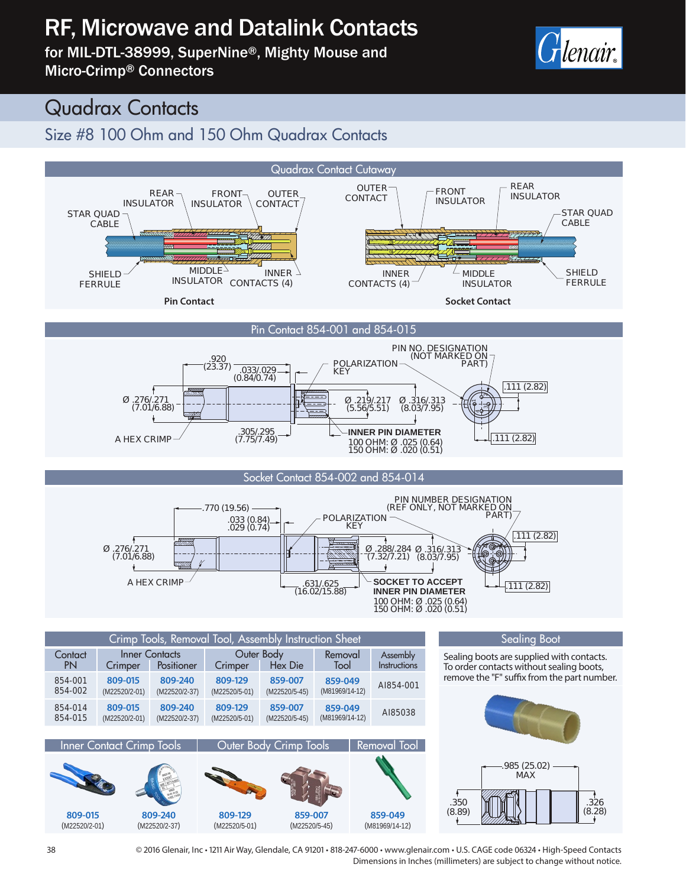# RF, Microwave and Datalink Contacts

for MIL-DTL-38999, SuperNine®, Mighty Mouse and Micro-Crimp® Connectors

## Quadrax Contacts

### Size #8 100 Ohm and 150 Ohm Quadrax Contacts

#### Quadrax Contact Cutaway

REAR INSULATOR
FRONT INSULATOR
OUTER CONTACT
STAR QUAD CABLE
SHIELD FERRULE
MIDDLE INSULATOR
INNER CONTACTS (4)

**Pin Contact**

OUTER CONTACT
FRONT INSULATOR
REAR INSULATOR
STAR QUAD CABLE
INNER CONTACTS (4)
MIDDLE INSULATOR
SHIELD FERRULE

**Socket Contact**

#### Pin Contact 854-001 and 854-015

.920 (23.37)
.033/.029 (0.84/0.74)
POLARIZATION KEY
PIN NO. DESIGNATION (NOT MARKED ON PART)
Ø .276/.271 (7.01/6.88)
Ø .219/.217 (5.56/5.51)
Ø .316/.313 (8.03/7.95)
.111 (2.82)
A HEX CRIMP
.305/.295 (7.75/7.49)
**INNER PIN DIAMETER**
100 OHM: Ø .025 (0.64)
150 OHM: Ø .020 (0.51)
.111 (2.82)

#### Socket Contact 854-002 and 854-014

.770 (19.56)
.033 (0.84)
.029 (0.74)
POLARIZATION KEY
PIN NUMBER DESIGNATION (REF ONLY, NOT MARKED ON PART)
Ø .276/.271 (7.01/6.88)
Ø .288/.284 (7.32/7.21)
Ø .316/.313 (8.03/7.95)
.111 (2.82)
A HEX CRIMP
.631/.625 (16.02/15.88)
**SOCKET TO ACCEPT INNER PIN DIAMETER**
100 OHM: Ø .025 (0.64)
150 OHM: Ø .020 (0.51)
.111 (2.82)

#### Crimp Tools, Removal Tool, Assembly Instruction Sheet

| Contact PN | Inner Contacts Crimper | Inner Contacts Positioner | Outer Body Crimper | Outer Body Hex Die | Removal Tool | Assembly Instructions |
|---|---|---|---|---|---|---|
| 854-001<br>854-002 | 809-015 (M22520/2-01) | 809-240 (M22520/2-37) | 809-129 (M22520/5-01) | 859-007 (M22520/5-45) | 859-049 (M81969/14-12) | AI854-001 |
| 854-014<br>854-015 | 809-015 (M22520/2-01) | 809-240 (M22520/2-37) | 809-129 (M22520/5-01) | 859-007 (M22520/5-45) | 859-049 (M81969/14-12) | AI85038 |

| Inner Contact Crimp Tools | | Outer Body Crimp Tools | | Removal Tool |
|---|---|---|---|---|
| 809-015 (M22520/2-01) | 809-240 (M22520/2-37) | 809-129 (M22520/5-01) | 859-007 (M22520/5-45) | 859-049 (M81969/14-12) |

#### Sealing Boot

Sealing boots are supplied with contacts. To order contacts without sealing boots, remove the "F" suffix from the part number.

.985 (25.02) MAX
.350 (8.89)
.326 (8.28)

© 2016 Glenair, Inc • 1211 Air Way, Glendale, CA 91201 • 818-247-6000 • www.glenair.com • U.S. CAGE code 06324 • High-Speed Contacts
Dimensions in Inches (millimeters) are subject to change without notice.